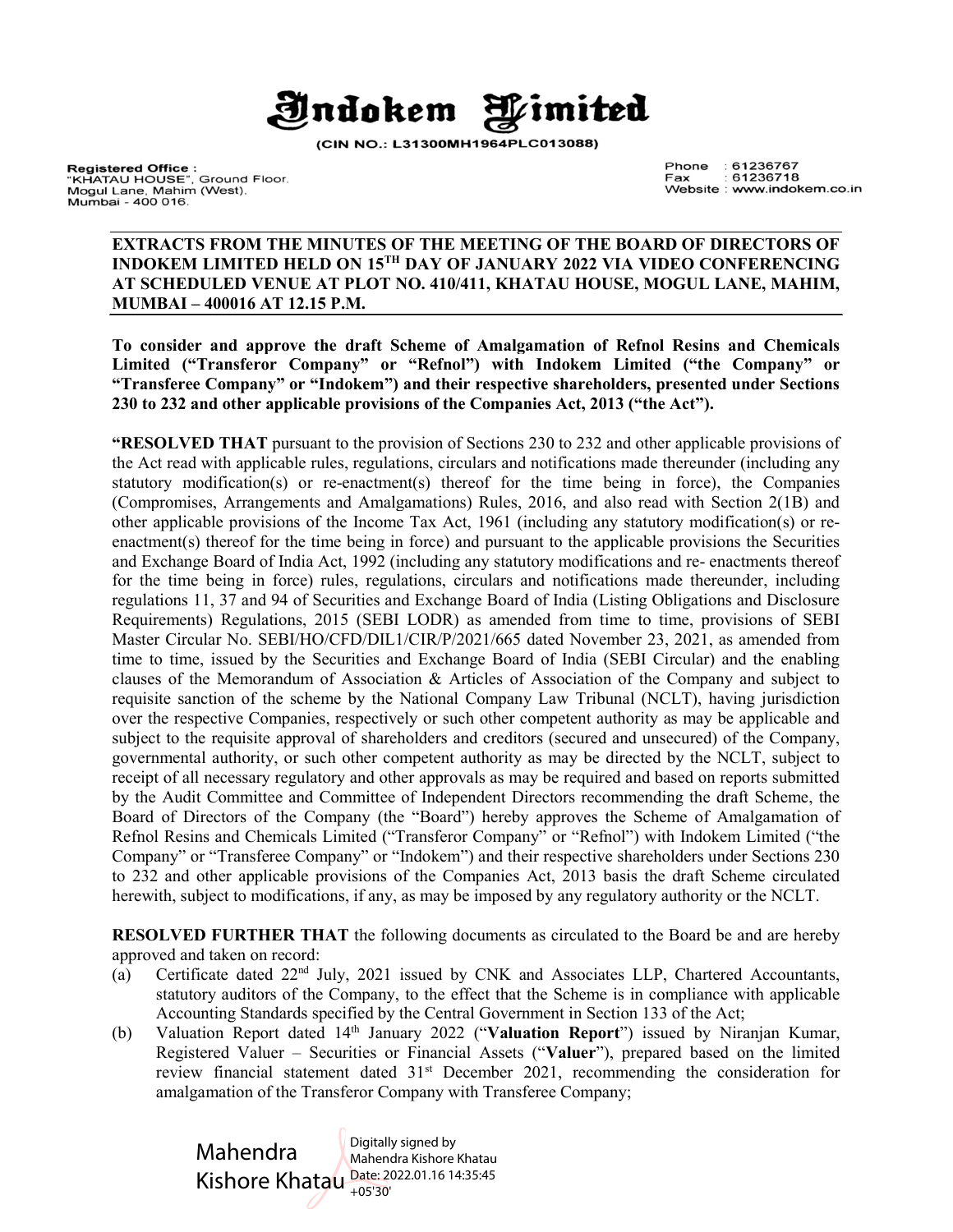# Indokem Limited

(CIN NO.: L31300MH1964PLC013088)

**Registered Office :**
"KHATAU HOUSE", Ground Floor,
Mogul Lane, Mahim (West),
Mumbai - 400 016.

Phone : 61236767
Fax : 61236718
Website : www.indokem.co.in

**EXTRACTS FROM THE MINUTES OF THE MEETING OF THE BOARD OF DIRECTORS OF INDOKEM LIMITED HELD ON 15TH DAY OF JANUARY 2022 VIA VIDEO CONFERENCING AT SCHEDULED VENUE AT PLOT NO. 410/411, KHATAU HOUSE, MOGUL LANE, MAHIM, MUMBAI – 400016 AT 12.15 P.M.**

**To consider and approve the draft Scheme of Amalgamation of Refnol Resins and Chemicals Limited ("Transferor Company" or "Refnol") with Indokem Limited ("the Company" or "Transferee Company" or "Indokem") and their respective shareholders, presented under Sections 230 to 232 and other applicable provisions of the Companies Act, 2013 ("the Act").**

**"RESOLVED THAT** pursuant to the provision of Sections 230 to 232 and other applicable provisions of the Act read with applicable rules, regulations, circulars and notifications made thereunder (including any statutory modification(s) or re-enactment(s) thereof for the time being in force), the Companies (Compromises, Arrangements and Amalgamations) Rules, 2016, and also read with Section 2(1B) and other applicable provisions of the Income Tax Act, 1961 (including any statutory modification(s) or re-enactment(s) thereof for the time being in force) and pursuant to the applicable provisions the Securities and Exchange Board of India Act, 1992 (including any statutory modifications and re- enactments thereof for the time being in force) rules, regulations, circulars and notifications made thereunder, including regulations 11, 37 and 94 of Securities and Exchange Board of India (Listing Obligations and Disclosure Requirements) Regulations, 2015 (SEBI LODR) as amended from time to time, provisions of SEBI Master Circular No. SEBI/HO/CFD/DIL1/CIR/P/2021/665 dated November 23, 2021, as amended from time to time, issued by the Securities and Exchange Board of India (SEBI Circular) and the enabling clauses of the Memorandum of Association & Articles of Association of the Company and subject to requisite sanction of the scheme by the National Company Law Tribunal (NCLT), having jurisdiction over the respective Companies, respectively or such other competent authority as may be applicable and subject to the requisite approval of shareholders and creditors (secured and unsecured) of the Company, governmental authority, or such other competent authority as may be directed by the NCLT, subject to receipt of all necessary regulatory and other approvals as may be required and based on reports submitted by the Audit Committee and Committee of Independent Directors recommending the draft Scheme, the Board of Directors of the Company (the "Board") hereby approves the Scheme of Amalgamation of Refnol Resins and Chemicals Limited ("Transferor Company" or "Refnol") with Indokem Limited ("the Company" or "Transferee Company" or "Indokem") and their respective shareholders under Sections 230 to 232 and other applicable provisions of the Companies Act, 2013 basis the draft Scheme circulated herewith, subject to modifications, if any, as may be imposed by any regulatory authority or the NCLT.

**RESOLVED FURTHER THAT** the following documents as circulated to the Board be and are hereby approved and taken on record:

(a) Certificate dated 22nd July, 2021 issued by CNK and Associates LLP, Chartered Accountants, statutory auditors of the Company, to the effect that the Scheme is in compliance with applicable Accounting Standards specified by the Central Government in Section 133 of the Act;

(b) Valuation Report dated 14th January 2022 ("**Valuation Report**") issued by Niranjan Kumar, Registered Valuer – Securities or Financial Assets ("**Valuer**"), prepared based on the limited review financial statement dated 31st December 2021, recommending the consideration for amalgamation of the Transferor Company with Transferee Company;

Mahendra Kishore Khatau
Digitally signed by Mahendra Kishore Khatau
Date: 2022.01.16 14:35:45 +05'30'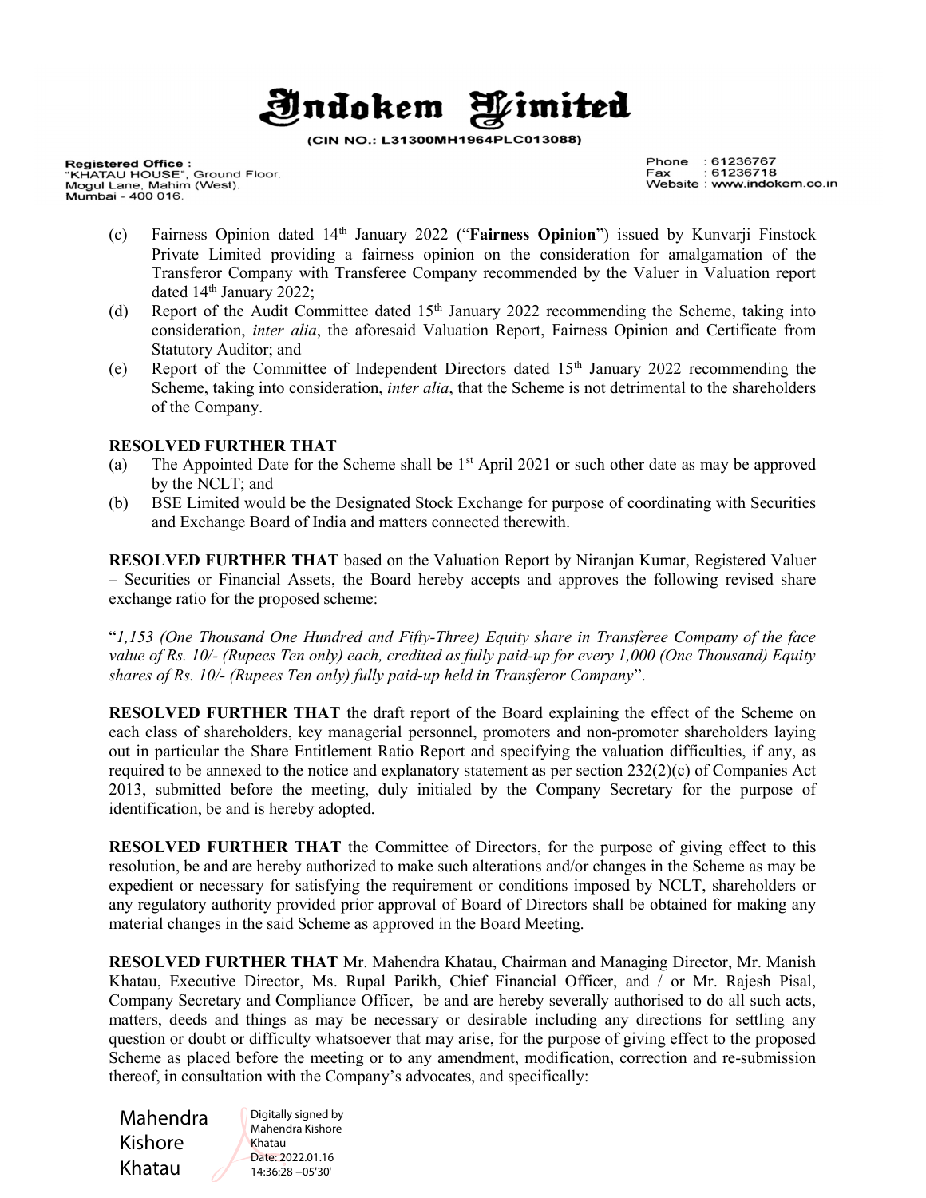# Indokem Limited

(CIN NO.: L31300MH1964PLC013088)

**Registered Office :**
"KHATAU HOUSE", Ground Floor,
Mogul Lane, Mahim (West),
Mumbai - 400 016.

Phone : 61236767
Fax : 61236718
Website : www.indokem.co.in

(c) Fairness Opinion dated 14th January 2022 ("**Fairness Opinion**") issued by Kunvarji Finstock Private Limited providing a fairness opinion on the consideration for amalgamation of the Transferor Company with Transferee Company recommended by the Valuer in Valuation report dated 14th January 2022;

(d) Report of the Audit Committee dated 15th January 2022 recommending the Scheme, taking into consideration, *inter alia*, the aforesaid Valuation Report, Fairness Opinion and Certificate from Statutory Auditor; and

(e) Report of the Committee of Independent Directors dated 15th January 2022 recommending the Scheme, taking into consideration, *inter alia*, that the Scheme is not detrimental to the shareholders of the Company.

**RESOLVED FURTHER THAT**

(a) The Appointed Date for the Scheme shall be 1st April 2021 or such other date as may be approved by the NCLT; and

(b) BSE Limited would be the Designated Stock Exchange for purpose of coordinating with Securities and Exchange Board of India and matters connected therewith.

**RESOLVED FURTHER THAT** based on the Valuation Report by Niranjan Kumar, Registered Valuer – Securities or Financial Assets, the Board hereby accepts and approves the following revised share exchange ratio for the proposed scheme:

"*1,153 (One Thousand One Hundred and Fifty-Three) Equity share in Transferee Company of the face value of Rs. 10/- (Rupees Ten only) each, credited as fully paid-up for every 1,000 (One Thousand) Equity shares of Rs. 10/- (Rupees Ten only) fully paid-up held in Transferor Company*".

**RESOLVED FURTHER THAT** the draft report of the Board explaining the effect of the Scheme on each class of shareholders, key managerial personnel, promoters and non-promoter shareholders laying out in particular the Share Entitlement Ratio Report and specifying the valuation difficulties, if any, as required to be annexed to the notice and explanatory statement as per section 232(2)(c) of Companies Act 2013, submitted before the meeting, duly initialed by the Company Secretary for the purpose of identification, be and is hereby adopted.

**RESOLVED FURTHER THAT** the Committee of Directors, for the purpose of giving effect to this resolution, be and are hereby authorized to make such alterations and/or changes in the Scheme as may be expedient or necessary for satisfying the requirement or conditions imposed by NCLT, shareholders or any regulatory authority provided prior approval of Board of Directors shall be obtained for making any material changes in the said Scheme as approved in the Board Meeting.

**RESOLVED FURTHER THAT** Mr. Mahendra Khatau, Chairman and Managing Director, Mr. Manish Khatau, Executive Director, Ms. Rupal Parikh, Chief Financial Officer, and / or Mr. Rajesh Pisal, Company Secretary and Compliance Officer, be and are hereby severally authorised to do all such acts, matters, deeds and things as may be necessary or desirable including any directions for settling any question or doubt or difficulty whatsoever that may arise, for the purpose of giving effect to the proposed Scheme as placed before the meeting or to any amendment, modification, correction and re-submission thereof, in consultation with the Company's advocates, and specifically:

Mahendra Kishore Khatau — Digitally signed by Mahendra Kishore Khatau Date: 2022.01.16 14:36:28 +05'30'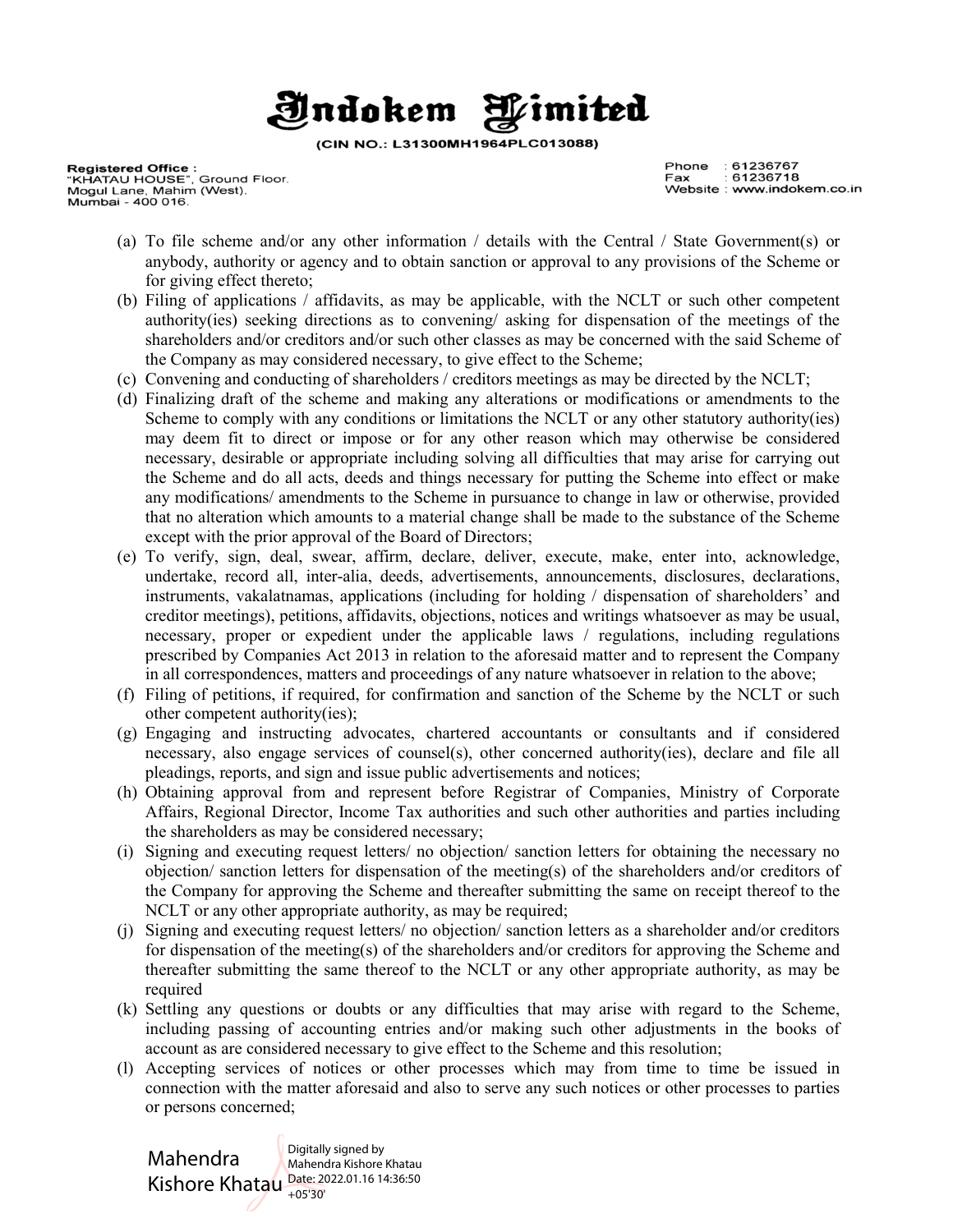# Indokem Limited

(CIN NO.: L31300MH1964PLC013088)

**Registered Office :**
"KHATAU HOUSE", Ground Floor,
Mogul Lane, Mahim (West),
Mumbai - 400 016.

Phone : 61236767
Fax : 61236718
Website : www.indokem.co.in

(a) To file scheme and/or any other information / details with the Central / State Government(s) or anybody, authority or agency and to obtain sanction or approval to any provisions of the Scheme or for giving effect thereto;

(b) Filing of applications / affidavits, as may be applicable, with the NCLT or such other competent authority(ies) seeking directions as to convening/ asking for dispensation of the meetings of the shareholders and/or creditors and/or such other classes as may be concerned with the said Scheme of the Company as may considered necessary, to give effect to the Scheme;

(c) Convening and conducting of shareholders / creditors meetings as may be directed by the NCLT;

(d) Finalizing draft of the scheme and making any alterations or modifications or amendments to the Scheme to comply with any conditions or limitations the NCLT or any other statutory authority(ies) may deem fit to direct or impose or for any other reason which may otherwise be considered necessary, desirable or appropriate including solving all difficulties that may arise for carrying out the Scheme and do all acts, deeds and things necessary for putting the Scheme into effect or make any modifications/ amendments to the Scheme in pursuance to change in law or otherwise, provided that no alteration which amounts to a material change shall be made to the substance of the Scheme except with the prior approval of the Board of Directors;

(e) To verify, sign, deal, swear, affirm, declare, deliver, execute, make, enter into, acknowledge, undertake, record all, inter-alia, deeds, advertisements, announcements, disclosures, declarations, instruments, vakalatnamas, applications (including for holding / dispensation of shareholders' and creditor meetings), petitions, affidavits, objections, notices and writings whatsoever as may be usual, necessary, proper or expedient under the applicable laws / regulations, including regulations prescribed by Companies Act 2013 in relation to the aforesaid matter and to represent the Company in all correspondences, matters and proceedings of any nature whatsoever in relation to the above;

(f) Filing of petitions, if required, for confirmation and sanction of the Scheme by the NCLT or such other competent authority(ies);

(g) Engaging and instructing advocates, chartered accountants or consultants and if considered necessary, also engage services of counsel(s), other concerned authority(ies), declare and file all pleadings, reports, and sign and issue public advertisements and notices;

(h) Obtaining approval from and represent before Registrar of Companies, Ministry of Corporate Affairs, Regional Director, Income Tax authorities and such other authorities and parties including the shareholders as may be considered necessary;

(i) Signing and executing request letters/ no objection/ sanction letters for obtaining the necessary no objection/ sanction letters for dispensation of the meeting(s) of the shareholders and/or creditors of the Company for approving the Scheme and thereafter submitting the same on receipt thereof to the NCLT or any other appropriate authority, as may be required;

(j) Signing and executing request letters/ no objection/ sanction letters as a shareholder and/or creditors for dispensation of the meeting(s) of the shareholders and/or creditors for approving the Scheme and thereafter submitting the same thereof to the NCLT or any other appropriate authority, as may be required

(k) Settling any questions or doubts or any difficulties that may arise with regard to the Scheme, including passing of accounting entries and/or making such other adjustments in the books of account as are considered necessary to give effect to the Scheme and this resolution;

(l) Accepting services of notices or other processes which may from time to time be issued in connection with the matter aforesaid and also to serve any such notices or other processes to parties or persons concerned;

Mahendra Kishore Khatau
Digitally signed by Mahendra Kishore Khatau
Date: 2022.01.16 14:36:50 +05'30'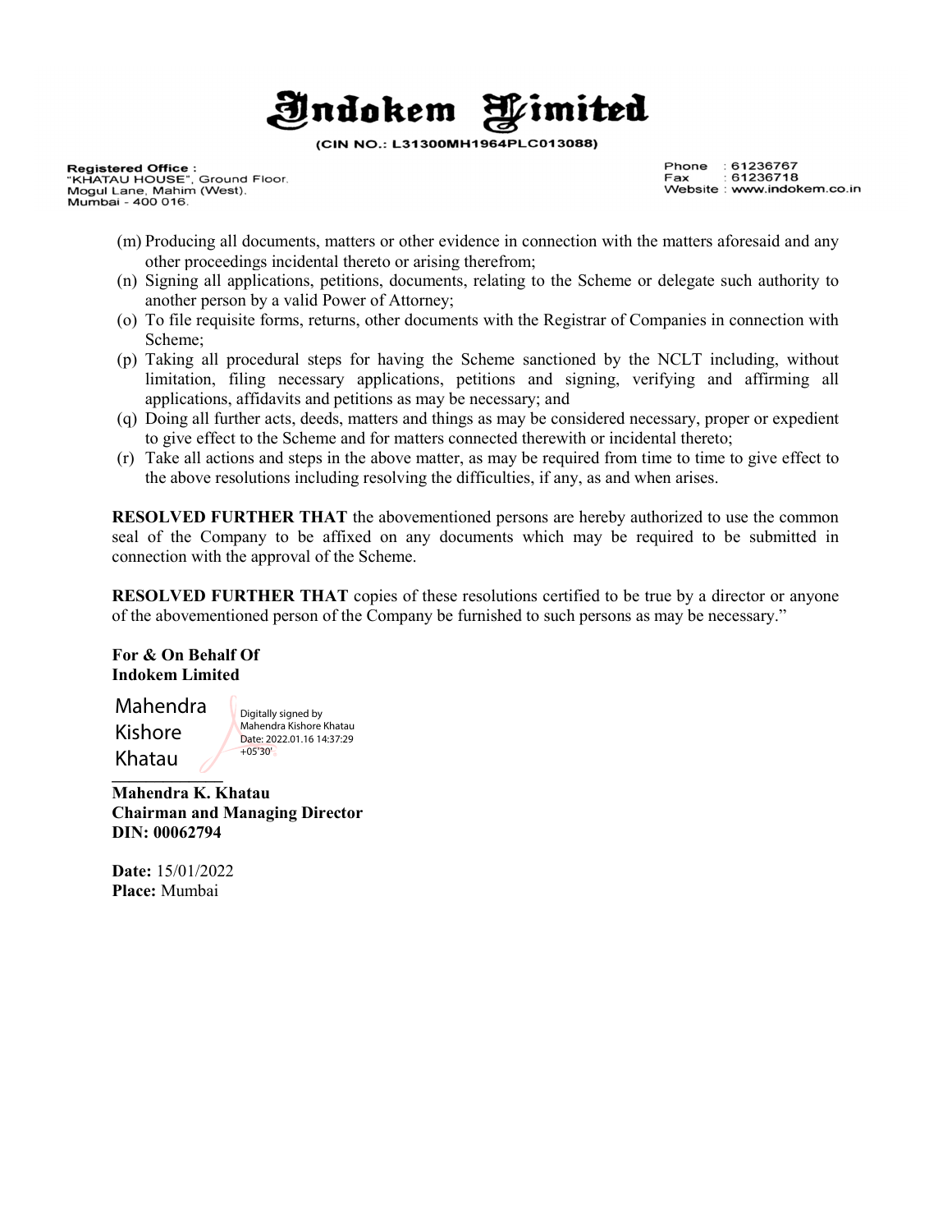(m) Producing all documents, matters or other evidence in connection with the matters aforesaid and any other proceedings incidental thereto or arising therefrom;

(n) Signing all applications, petitions, documents, relating to the Scheme or delegate such authority to another person by a valid Power of Attorney;

(o) To file requisite forms, returns, other documents with the Registrar of Companies in connection with Scheme;

(p) Taking all procedural steps for having the Scheme sanctioned by the NCLT including, without limitation, filing necessary applications, petitions and signing, verifying and affirming all applications, affidavits and petitions as may be necessary; and

(q) Doing all further acts, deeds, matters and things as may be considered necessary, proper or expedient to give effect to the Scheme and for matters connected therewith or incidental thereto;

(r) Take all actions and steps in the above matter, as may be required from time to time to give effect to the above resolutions including resolving the difficulties, if any, as and when arises.

**RESOLVED FURTHER THAT** the abovementioned persons are hereby authorized to use the common seal of the Company to be affixed on any documents which may be required to be submitted in connection with the approval of the Scheme.

**RESOLVED FURTHER THAT** copies of these resolutions certified to be true by a director or anyone of the abovementioned person of the Company be furnished to such persons as may be necessary."

**For & On Behalf Of**
**Indokem Limited**

Mahendra Kishore Khatau

Digitally signed by Mahendra Kishore Khatau
Date: 2022.01.16 14:37:29 +05'30'

**Mahendra K. Khatau**
**Chairman and Managing Director**
**DIN: 00062794**

**Date:** 15/01/2022
**Place:** Mumbai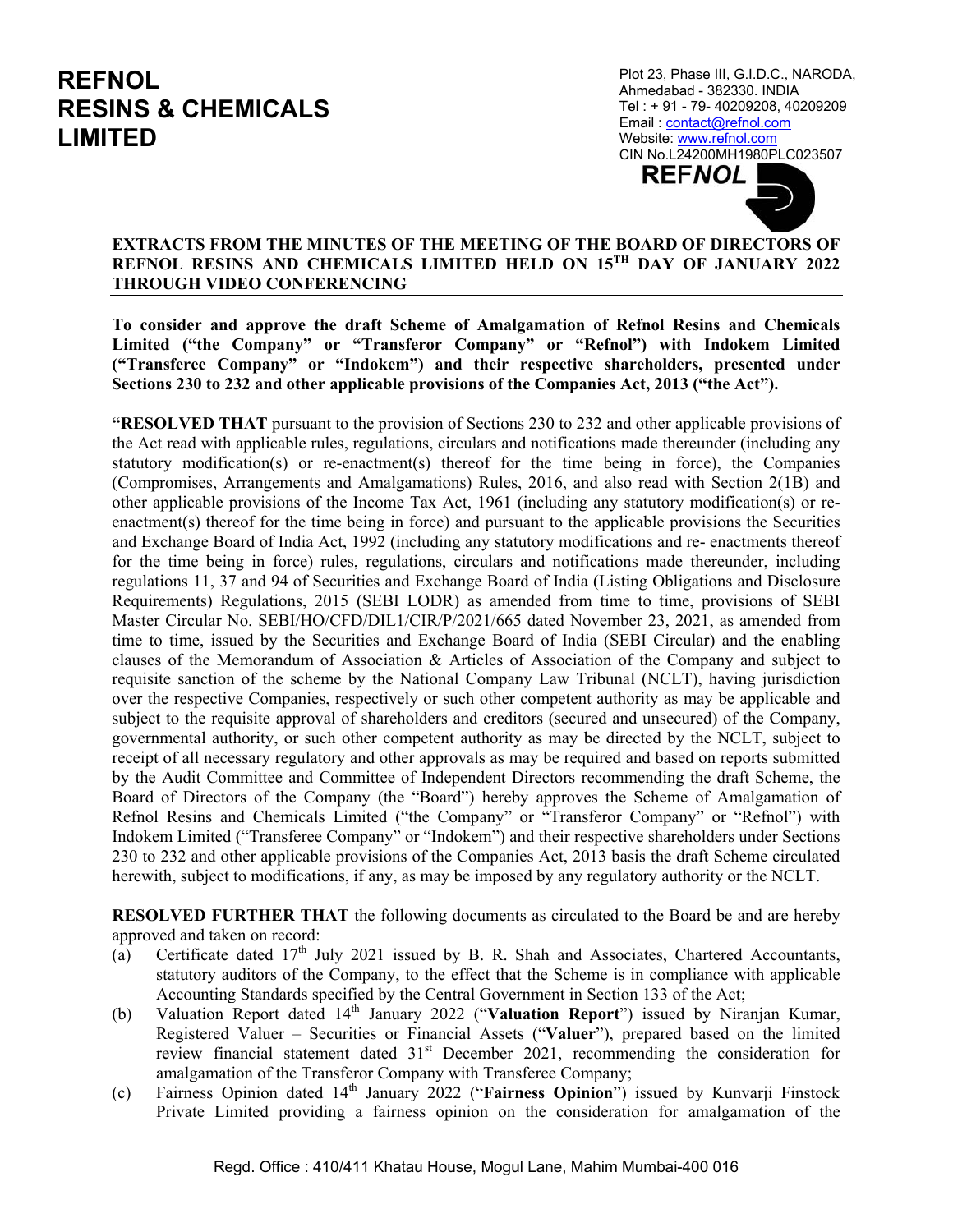# REFNOL RESINS & CHEMICALS LIMITED

Plot 23, Phase III, G.I.D.C., NARODA,
Ahmedabad - 382330. INDIA
Tel : + 91 - 79- 40209208, 40209209
Email : contact@refnol.com
Website: www.refnol.com
CIN No.L24200MH1980PLC023507

**EXTRACTS FROM THE MINUTES OF THE MEETING OF THE BOARD OF DIRECTORS OF REFNOL RESINS AND CHEMICALS LIMITED HELD ON 15TH DAY OF JANUARY 2022 THROUGH VIDEO CONFERENCING**

**To consider and approve the draft Scheme of Amalgamation of Refnol Resins and Chemicals Limited ("the Company" or "Transferor Company" or "Refnol") with Indokem Limited ("Transferee Company" or "Indokem") and their respective shareholders, presented under Sections 230 to 232 and other applicable provisions of the Companies Act, 2013 ("the Act").**

**"RESOLVED THAT** pursuant to the provision of Sections 230 to 232 and other applicable provisions of the Act read with applicable rules, regulations, circulars and notifications made thereunder (including any statutory modification(s) or re-enactment(s) thereof for the time being in force), the Companies (Compromises, Arrangements and Amalgamations) Rules, 2016, and also read with Section 2(1B) and other applicable provisions of the Income Tax Act, 1961 (including any statutory modification(s) or re-enactment(s) thereof for the time being in force) and pursuant to the applicable provisions the Securities and Exchange Board of India Act, 1992 (including any statutory modifications and re- enactments thereof for the time being in force) rules, regulations, circulars and notifications made thereunder, including regulations 11, 37 and 94 of Securities and Exchange Board of India (Listing Obligations and Disclosure Requirements) Regulations, 2015 (SEBI LODR) as amended from time to time, provisions of SEBI Master Circular No. SEBI/HO/CFD/DIL1/CIR/P/2021/665 dated November 23, 2021, as amended from time to time, issued by the Securities and Exchange Board of India (SEBI Circular) and the enabling clauses of the Memorandum of Association & Articles of Association of the Company and subject to requisite sanction of the scheme by the National Company Law Tribunal (NCLT), having jurisdiction over the respective Companies, respectively or such other competent authority as may be applicable and subject to the requisite approval of shareholders and creditors (secured and unsecured) of the Company, governmental authority, or such other competent authority as may be directed by the NCLT, subject to receipt of all necessary regulatory and other approvals as may be required and based on reports submitted by the Audit Committee and Committee of Independent Directors recommending the draft Scheme, the Board of Directors of the Company (the "Board") hereby approves the Scheme of Amalgamation of Refnol Resins and Chemicals Limited ("the Company" or "Transferor Company" or "Refnol") with Indokem Limited ("Transferee Company" or "Indokem") and their respective shareholders under Sections 230 to 232 and other applicable provisions of the Companies Act, 2013 basis the draft Scheme circulated herewith, subject to modifications, if any, as may be imposed by any regulatory authority or the NCLT.

**RESOLVED FURTHER THAT** the following documents as circulated to the Board be and are hereby approved and taken on record:

(a) Certificate dated 17th July 2021 issued by B. R. Shah and Associates, Chartered Accountants, statutory auditors of the Company, to the effect that the Scheme is in compliance with applicable Accounting Standards specified by the Central Government in Section 133 of the Act;

(b) Valuation Report dated 14th January 2022 ("**Valuation Report**") issued by Niranjan Kumar, Registered Valuer – Securities or Financial Assets ("**Valuer**"), prepared based on the limited review financial statement dated 31st December 2021, recommending the consideration for amalgamation of the Transferor Company with Transferee Company;

(c) Fairness Opinion dated 14th January 2022 ("**Fairness Opinion**") issued by Kunvarji Finstock Private Limited providing a fairness opinion on the consideration for amalgamation of the

Regd. Office : 410/411 Khatau House, Mogul Lane, Mahim Mumbai-400 016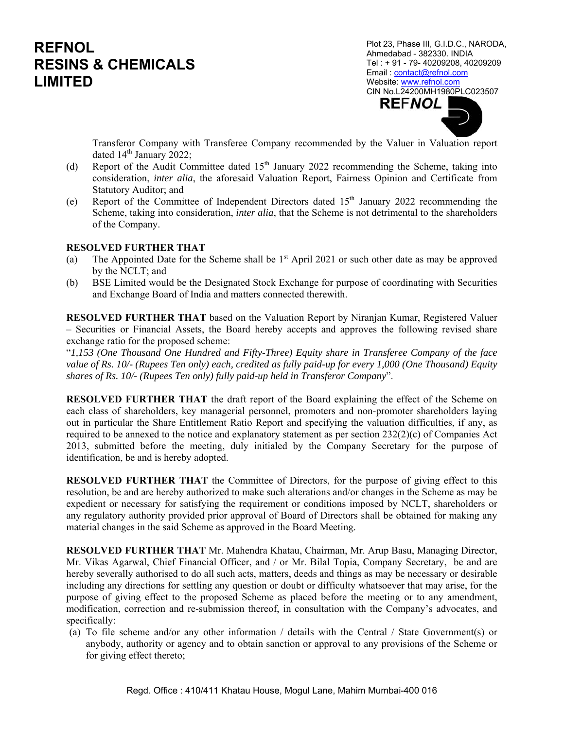Transferor Company with Transferee Company recommended by the Valuer in Valuation report dated 14th January 2022;

(d) Report of the Audit Committee dated 15th January 2022 recommending the Scheme, taking into consideration, *inter alia*, the aforesaid Valuation Report, Fairness Opinion and Certificate from Statutory Auditor; and

(e) Report of the Committee of Independent Directors dated 15th January 2022 recommending the Scheme, taking into consideration, *inter alia*, that the Scheme is not detrimental to the shareholders of the Company.

**RESOLVED FURTHER THAT**

(a) The Appointed Date for the Scheme shall be 1st April 2021 or such other date as may be approved by the NCLT; and

(b) BSE Limited would be the Designated Stock Exchange for purpose of coordinating with Securities and Exchange Board of India and matters connected therewith.

**RESOLVED FURTHER THAT** based on the Valuation Report by Niranjan Kumar, Registered Valuer – Securities or Financial Assets, the Board hereby accepts and approves the following revised share exchange ratio for the proposed scheme:

"*1,153 (One Thousand One Hundred and Fifty-Three) Equity share in Transferee Company of the face value of Rs. 10/- (Rupees Ten only) each, credited as fully paid-up for every 1,000 (One Thousand) Equity shares of Rs. 10/- (Rupees Ten only) fully paid-up held in Transferor Company*".

**RESOLVED FURTHER THAT** the draft report of the Board explaining the effect of the Scheme on each class of shareholders, key managerial personnel, promoters and non-promoter shareholders laying out in particular the Share Entitlement Ratio Report and specifying the valuation difficulties, if any, as required to be annexed to the notice and explanatory statement as per section 232(2)(c) of Companies Act 2013, submitted before the meeting, duly initialed by the Company Secretary for the purpose of identification, be and is hereby adopted.

**RESOLVED FURTHER THAT** the Committee of Directors, for the purpose of giving effect to this resolution, be and are hereby authorized to make such alterations and/or changes in the Scheme as may be expedient or necessary for satisfying the requirement or conditions imposed by NCLT, shareholders or any regulatory authority provided prior approval of Board of Directors shall be obtained for making any material changes in the said Scheme as approved in the Board Meeting.

**RESOLVED FURTHER THAT** Mr. Mahendra Khatau, Chairman, Mr. Arup Basu, Managing Director, Mr. Vikas Agarwal, Chief Financial Officer, and / or Mr. Bilal Topia, Company Secretary, be and are hereby severally authorised to do all such acts, matters, deeds and things as may be necessary or desirable including any directions for settling any question or doubt or difficulty whatsoever that may arise, for the purpose of giving effect to the proposed Scheme as placed before the meeting or to any amendment, modification, correction and re-submission thereof, in consultation with the Company's advocates, and specifically:

(a) To file scheme and/or any other information / details with the Central / State Government(s) or anybody, authority or agency and to obtain sanction or approval to any provisions of the Scheme or for giving effect thereto;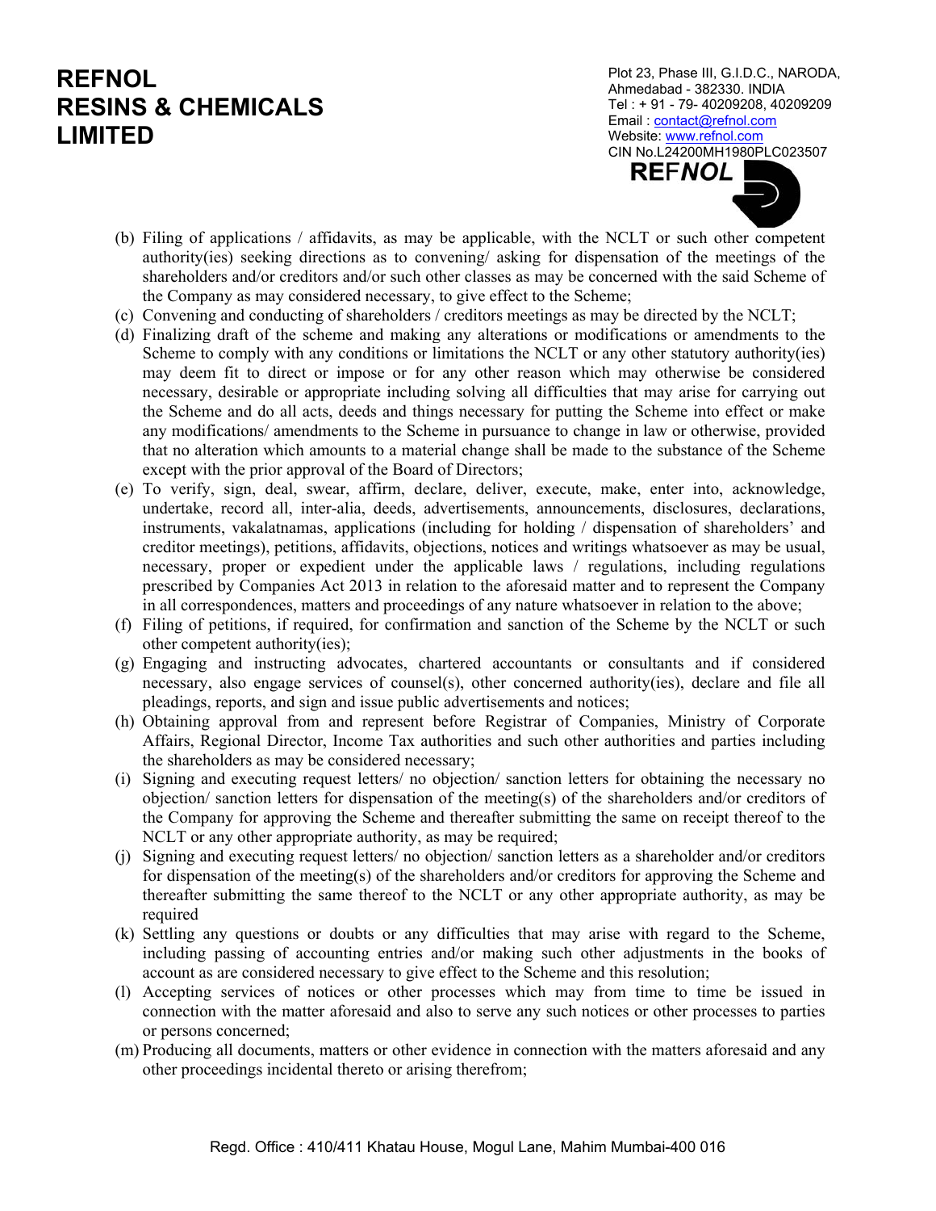(b) Filing of applications / affidavits, as may be applicable, with the NCLT or such other competent authority(ies) seeking directions as to convening/ asking for dispensation of the meetings of the shareholders and/or creditors and/or such other classes as may be concerned with the said Scheme of the Company as may considered necessary, to give effect to the Scheme;

(c) Convening and conducting of shareholders / creditors meetings as may be directed by the NCLT;

(d) Finalizing draft of the scheme and making any alterations or modifications or amendments to the Scheme to comply with any conditions or limitations the NCLT or any other statutory authority(ies) may deem fit to direct or impose or for any other reason which may otherwise be considered necessary, desirable or appropriate including solving all difficulties that may arise for carrying out the Scheme and do all acts, deeds and things necessary for putting the Scheme into effect or make any modifications/ amendments to the Scheme in pursuance to change in law or otherwise, provided that no alteration which amounts to a material change shall be made to the substance of the Scheme except with the prior approval of the Board of Directors;

(e) To verify, sign, deal, swear, affirm, declare, deliver, execute, make, enter into, acknowledge, undertake, record all, inter-alia, deeds, advertisements, announcements, disclosures, declarations, instruments, vakalatnamas, applications (including for holding / dispensation of shareholders' and creditor meetings), petitions, affidavits, objections, notices and writings whatsoever as may be usual, necessary, proper or expedient under the applicable laws / regulations, including regulations prescribed by Companies Act 2013 in relation to the aforesaid matter and to represent the Company in all correspondences, matters and proceedings of any nature whatsoever in relation to the above;

(f) Filing of petitions, if required, for confirmation and sanction of the Scheme by the NCLT or such other competent authority(ies);

(g) Engaging and instructing advocates, chartered accountants or consultants and if considered necessary, also engage services of counsel(s), other concerned authority(ies), declare and file all pleadings, reports, and sign and issue public advertisements and notices;

(h) Obtaining approval from and represent before Registrar of Companies, Ministry of Corporate Affairs, Regional Director, Income Tax authorities and such other authorities and parties including the shareholders as may be considered necessary;

(i) Signing and executing request letters/ no objection/ sanction letters for obtaining the necessary no objection/ sanction letters for dispensation of the meeting(s) of the shareholders and/or creditors of the Company for approving the Scheme and thereafter submitting the same on receipt thereof to the NCLT or any other appropriate authority, as may be required;

(j) Signing and executing request letters/ no objection/ sanction letters as a shareholder and/or creditors for dispensation of the meeting(s) of the shareholders and/or creditors for approving the Scheme and thereafter submitting the same thereof to the NCLT or any other appropriate authority, as may be required

(k) Settling any questions or doubts or any difficulties that may arise with regard to the Scheme, including passing of accounting entries and/or making such other adjustments in the books of account as are considered necessary to give effect to the Scheme and this resolution;

(l) Accepting services of notices or other processes which may from time to time be issued in connection with the matter aforesaid and also to serve any such notices or other processes to parties or persons concerned;

(m) Producing all documents, matters or other evidence in connection with the matters aforesaid and any other proceedings incidental thereto or arising therefrom;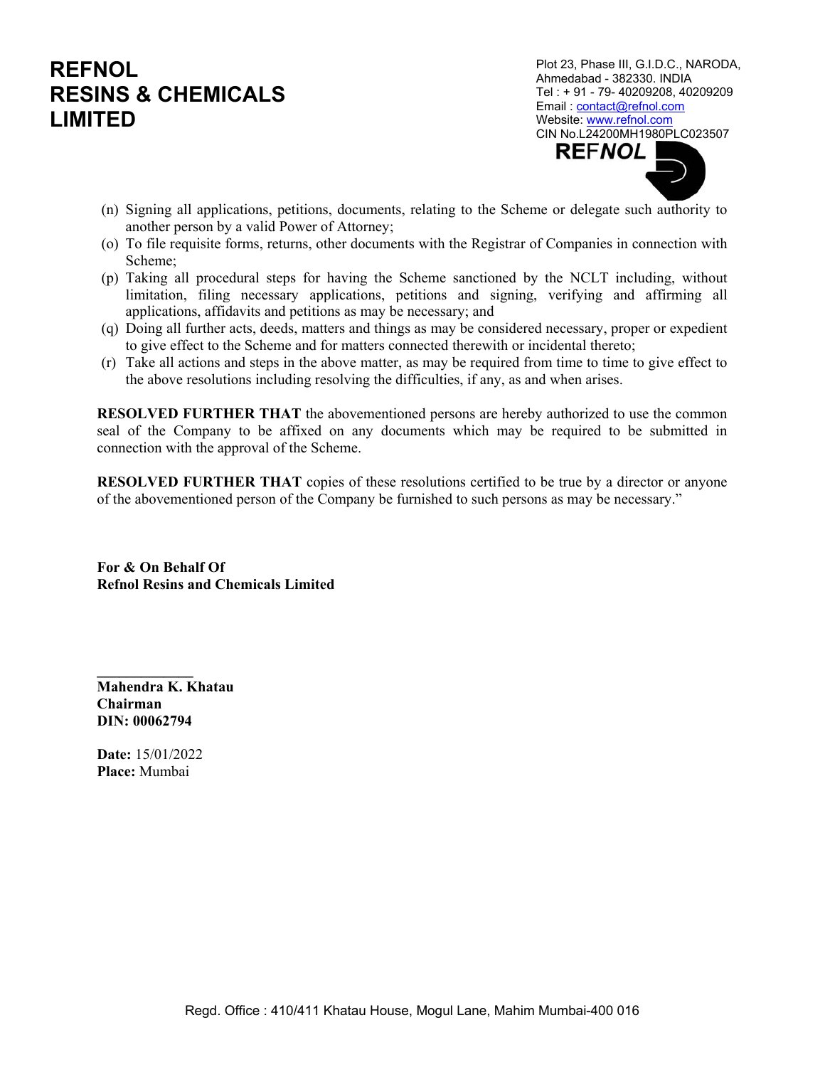# REFNOL RESINS & CHEMICALS LIMITED

Plot 23, Phase III, G.I.D.C., NARODA,
Ahmedabad - 382330. INDIA
Tel : + 91 - 79- 40209208, 40209209
Email : contact@refnol.com
Website: www.refnol.com
CIN No.L24200MH1980PLC023507

(n) Signing all applications, petitions, documents, relating to the Scheme or delegate such authority to another person by a valid Power of Attorney;

(o) To file requisite forms, returns, other documents with the Registrar of Companies in connection with Scheme;

(p) Taking all procedural steps for having the Scheme sanctioned by the NCLT including, without limitation, filing necessary applications, petitions and signing, verifying and affirming all applications, affidavits and petitions as may be necessary; and

(q) Doing all further acts, deeds, matters and things as may be considered necessary, proper or expedient to give effect to the Scheme and for matters connected therewith or incidental thereto;

(r) Take all actions and steps in the above matter, as may be required from time to time to give effect to the above resolutions including resolving the difficulties, if any, as and when arises.

**RESOLVED FURTHER THAT** the abovementioned persons are hereby authorized to use the common seal of the Company to be affixed on any documents which may be required to be submitted in connection with the approval of the Scheme.

**RESOLVED FURTHER THAT** copies of these resolutions certified to be true by a director or anyone of the abovementioned person of the Company be furnished to such persons as may be necessary."

**For & On Behalf Of**
**Refnol Resins and Chemicals Limited**

**Mahendra K. Khatau**
**Chairman**
**DIN: 00062794**

**Date:** 15/01/2022
**Place:** Mumbai

Regd. Office : 410/411 Khatau House, Mogul Lane, Mahim Mumbai-400 016